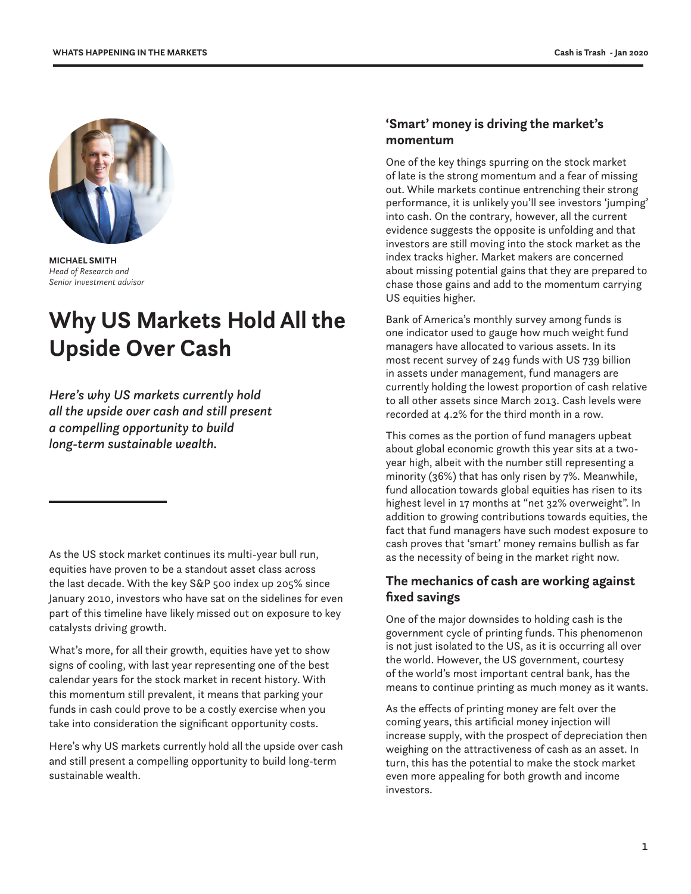**MICHAEL SMITH**
*Head of Research and Senior Investment advisor*

# Why US Markets Hold All the Upside Over Cash

*Here's why US markets currently hold all the upside over cash and still present a compelling opportunity to build long-term sustainable wealth.*

As the US stock market continues its multi-year bull run, equities have proven to be a standout asset class across the last decade. With the key S&P 500 index up 205% since January 2010, investors who have sat on the sidelines for even part of this timeline have likely missed out on exposure to key catalysts driving growth.

What's more, for all their growth, equities have yet to show signs of cooling, with last year representing one of the best calendar years for the stock market in recent history. With this momentum still prevalent, it means that parking your funds in cash could prove to be a costly exercise when you take into consideration the significant opportunity costs.

Here's why US markets currently hold all the upside over cash and still present a compelling opportunity to build long-term sustainable wealth.

## 'Smart' money is driving the market's momentum

One of the key things spurring on the stock market of late is the strong momentum and a fear of missing out. While markets continue entrenching their strong performance, it is unlikely you'll see investors 'jumping' into cash. On the contrary, however, all the current evidence suggests the opposite is unfolding and that investors are still moving into the stock market as the index tracks higher. Market makers are concerned about missing potential gains that they are prepared to chase those gains and add to the momentum carrying US equities higher.

Bank of America's monthly survey among funds is one indicator used to gauge how much weight fund managers have allocated to various assets. In its most recent survey of 249 funds with US 739 billion in assets under management, fund managers are currently holding the lowest proportion of cash relative to all other assets since March 2013. Cash levels were recorded at 4.2% for the third month in a row.

This comes as the portion of fund managers upbeat about global economic growth this year sits at a two-year high, albeit with the number still representing a minority (36%) that has only risen by 7%. Meanwhile, fund allocation towards global equities has risen to its highest level in 17 months at "net 32% overweight". In addition to growing contributions towards equities, the fact that fund managers have such modest exposure to cash proves that 'smart' money remains bullish as far as the necessity of being in the market right now.

## The mechanics of cash are working against fixed savings

One of the major downsides to holding cash is the government cycle of printing funds. This phenomenon is not just isolated to the US, as it is occurring all over the world. However, the US government, courtesy of the world's most important central bank, has the means to continue printing as much money as it wants.

As the effects of printing money are felt over the coming years, this artificial money injection will increase supply, with the prospect of depreciation then weighing on the attractiveness of cash as an asset. In turn, this has the potential to make the stock market even more appealing for both growth and income investors.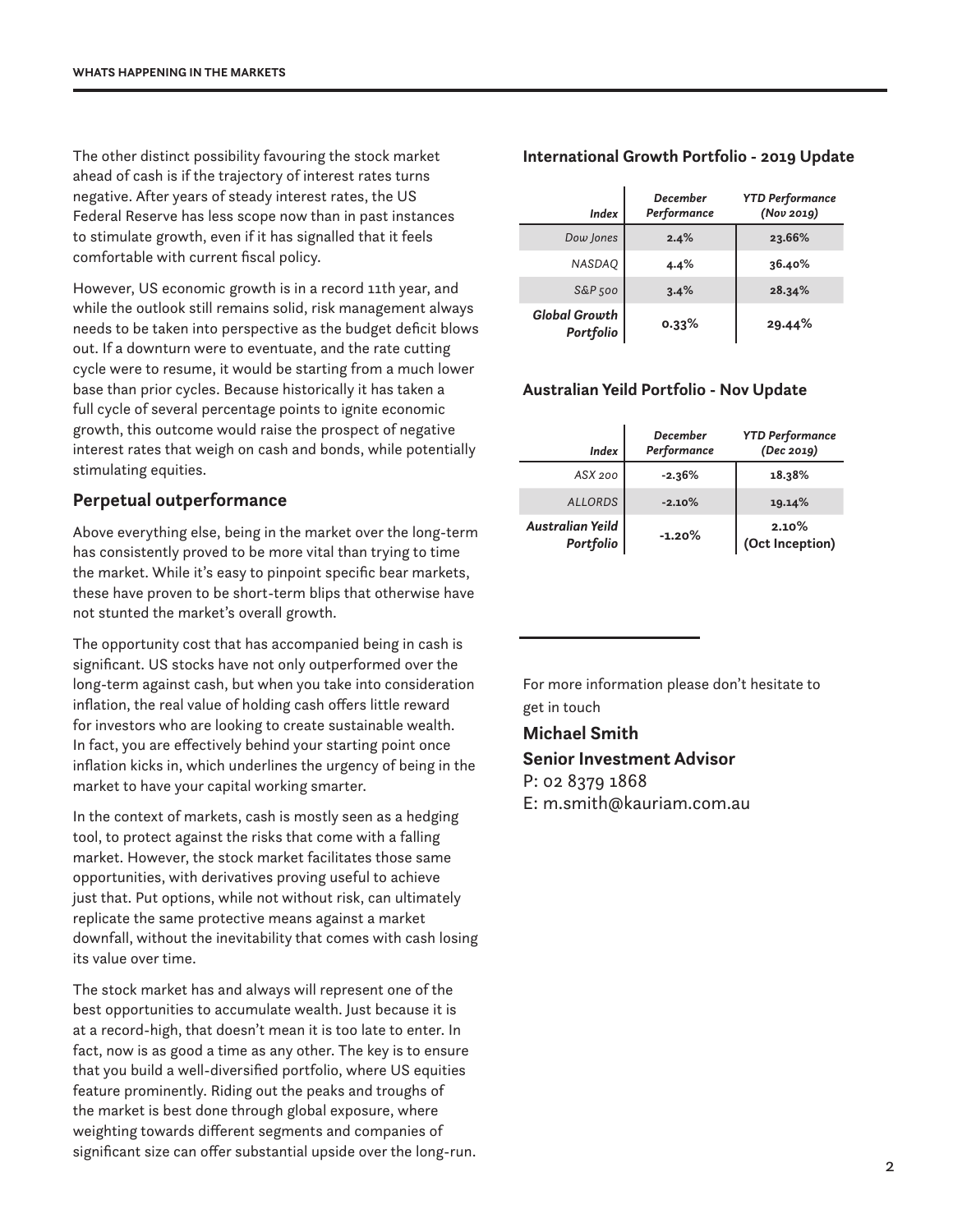The other distinct possibility favouring the stock market ahead of cash is if the trajectory of interest rates turns negative. After years of steady interest rates, the US Federal Reserve has less scope now than in past instances to stimulate growth, even if it has signalled that it feels comfortable with current fiscal policy.

However, US economic growth is in a record 11th year, and while the outlook still remains solid, risk management always needs to be taken into perspective as the budget deficit blows out. If a downturn were to eventuate, and the rate cutting cycle were to resume, it would be starting from a much lower base than prior cycles. Because historically it has taken a full cycle of several percentage points to ignite economic growth, this outcome would raise the prospect of negative interest rates that weigh on cash and bonds, while potentially stimulating equities.

## Perpetual outperformance

Above everything else, being in the market over the long-term has consistently proved to be more vital than trying to time the market. While it's easy to pinpoint specific bear markets, these have proven to be short-term blips that otherwise have not stunted the market's overall growth.

The opportunity cost that has accompanied being in cash is significant. US stocks have not only outperformed over the long-term against cash, but when you take into consideration inflation, the real value of holding cash offers little reward for investors who are looking to create sustainable wealth. In fact, you are effectively behind your starting point once inflation kicks in, which underlines the urgency of being in the market to have your capital working smarter.

In the context of markets, cash is mostly seen as a hedging tool, to protect against the risks that come with a falling market. However, the stock market facilitates those same opportunities, with derivatives proving useful to achieve just that. Put options, while not without risk, can ultimately replicate the same protective means against a market downfall, without the inevitability that comes with cash losing its value over time.

The stock market has and always will represent one of the best opportunities to accumulate wealth. Just because it is at a record-high, that doesn't mean it is too late to enter. In fact, now is as good a time as any other. The key is to ensure that you build a well-diversified portfolio, where US equities feature prominently. Riding out the peaks and troughs of the market is best done through global exposure, where weighting towards different segments and companies of significant size can offer substantial upside over the long-run.

### International Growth Portfolio - 2019 Update

| *Index* | *December Performance* | *YTD Performance (Nov 2019)* |
|---|---|---|
| *Dow Jones* | **2.4%** | **23.66%** |
| *NASDAQ* | **4.4%** | **36.40%** |
| *S&P 500* | **3.4%** | **28.34%** |
| ***Global Growth Portfolio*** | **0.33%** | **29.44%** |

### Australian Yeild Portfolio - Nov Update

| *Index* | *December Performance* | *YTD Performance (Dec 2019)* |
|---|---|---|
| *ASX 200* | **-2.36%** | **18.38%** |
| *ALLORDS* | **-2.10%** | **19.14%** |
| ***Australian Yeild Portfolio*** | **-1.20%** | **2.10% (Oct Inception)** |

For more information please don't hesitate to get in touch

**Michael Smith**
**Senior Investment Advisor**
P: 02 8379 1868
E: m.smith@kauriam.com.au